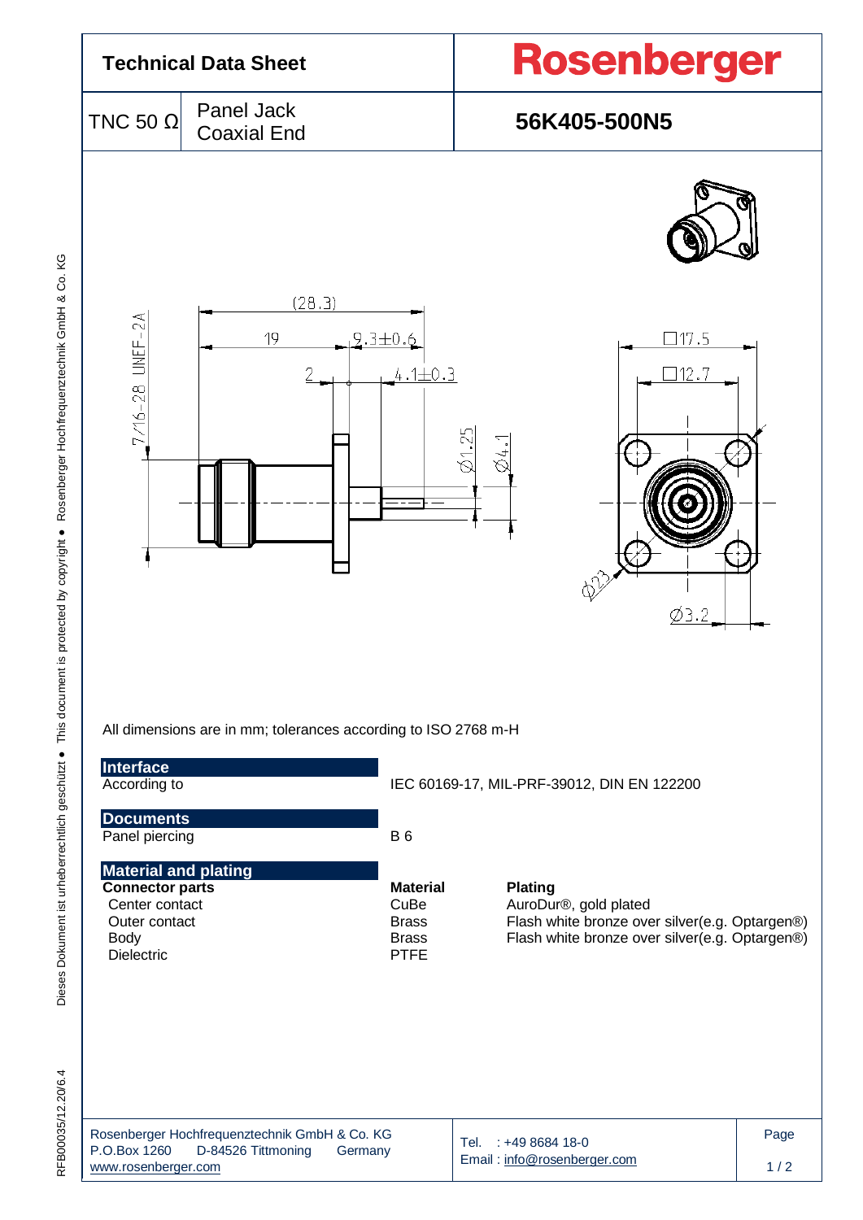# Technical Data Sheet

**Rosenberger**

| TNC 50 Ω | Panel Jack Coaxial End | **56K405-500N5** |
|---|---|---|

All dimensions are in mm; tolerances according to ISO 2768 m-H

## Interface

| | |
|---|---|
| According to | IEC 60169-17, MIL-PRF-39012, DIN EN 122200 |

## Documents

| | |
|---|---|
| Panel piercing | B 6 |

## Material and plating

| Connector parts | Material | Plating |
|---|---|---|
| Center contact | CuBe | AuroDur®, gold plated |
| Outer contact | Brass | Flash white bronze over silver(e.g. Optargen®) |
| Body | Brass | Flash white bronze over silver(e.g. Optargen®) |
| Dielectric | PTFE | |

Rosenberger Hochfrequenztechnik GmbH & Co. KG
P.O.Box 1260 D-84526 Tittmoning Germany
www.rosenberger.com

Tel. : +49 8684 18-0
Email : info@rosenberger.com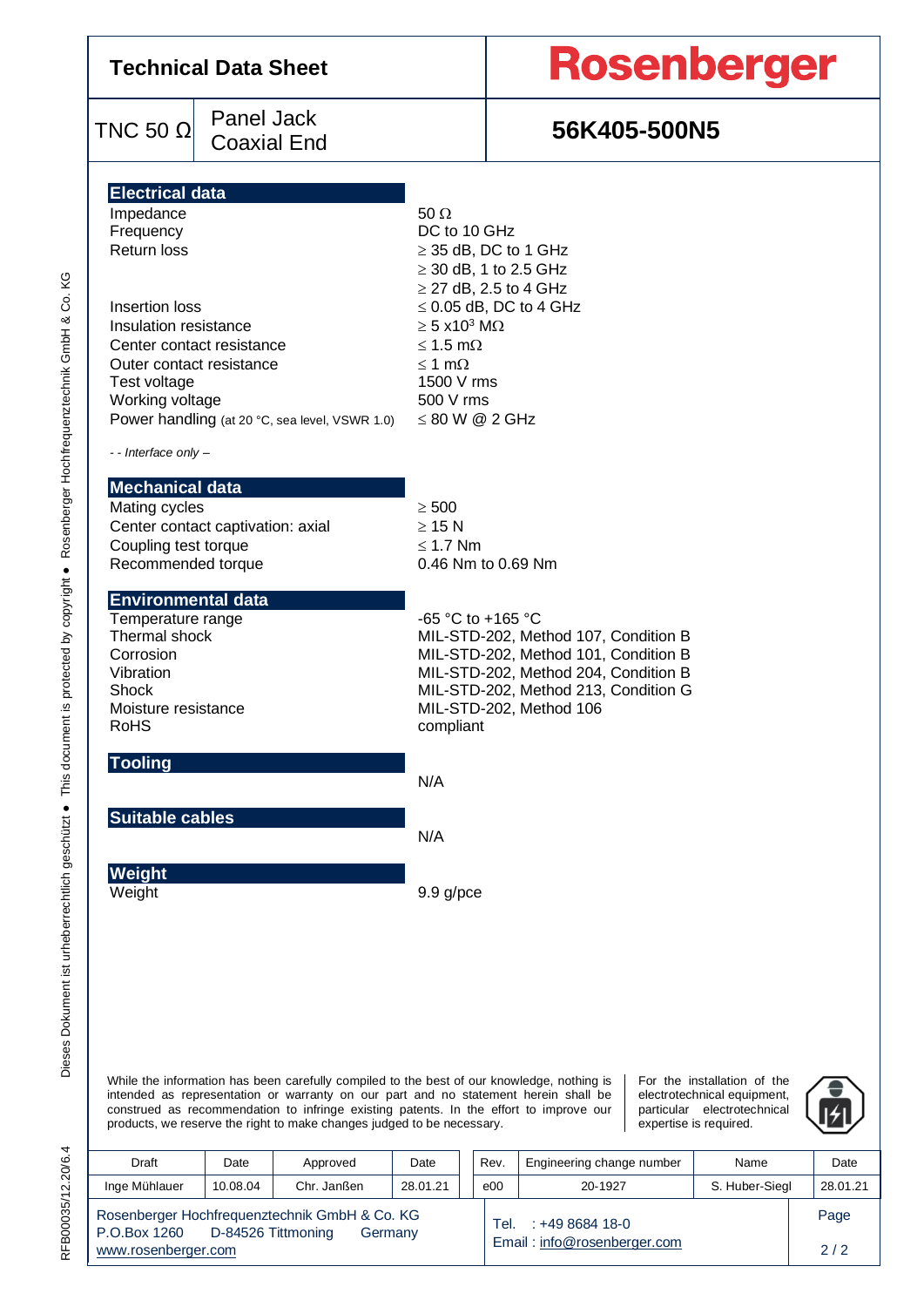# Technical Data Sheet

**Rosenberger**

| TNC 50 Ω | Panel Jack Coaxial End | **56K405-500N5** |
|---|---|---|

## Electrical data

| | |
|---|---|
| Impedance | 50 Ω |
| Frequency | DC to 10 GHz |
| Return loss | ≥ 35 dB, DC to 1 GHz |
| | ≥ 30 dB, 1 to 2.5 GHz |
| | ≥ 27 dB, 2.5 to 4 GHz |
| Insertion loss | ≤ 0.05 dB, DC to 4 GHz |
| Insulation resistance | ≥ 5 x10$^3$ MΩ |
| Center contact resistance | ≤ 1.5 mΩ |
| Outer contact resistance | ≤ 1 mΩ |
| Test voltage | 1500 V rms |
| Working voltage | 500 V rms |
| Power handling (at 20 °C, sea level, VSWR 1.0) | ≤ 80 W @ 2 GHz |

*- - Interface only –*

## Mechanical data

| | |
|---|---|
| Mating cycles | ≥ 500 |
| Center contact captivation: axial | ≥ 15 N |
| Coupling test torque | ≤ 1.7 Nm |
| Recommended torque | 0.46 Nm to 0.69 Nm |

## Environmental data

| | |
|---|---|
| Temperature range | -65 °C to +165 °C |
| Thermal shock | MIL-STD-202, Method 107, Condition B |
| Corrosion | MIL-STD-202, Method 101, Condition B |
| Vibration | MIL-STD-202, Method 204, Condition B |
| Shock | MIL-STD-202, Method 213, Condition G |
| Moisture resistance | MIL-STD-202, Method 106 |
| RoHS | compliant |

## Tooling

N/A

## Suitable cables

N/A

## Weight

| | |
|---|---|
| Weight | 9.9 g/pce |

While the information has been carefully compiled to the best of our knowledge, nothing is intended as representation or warranty on our part and no statement herein shall be construed as recommendation to infringe existing patents. In the effort to improve our products, we reserve the right to make changes judged to be necessary.

For the installation of the electrotechnical equipment, particular electrotechnical expertise is required.

| Draft | Date | Approved | Date | Rev. | Engineering change number | Name | Date |
|---|---|---|---|---|---|---|---|
| Inge Mühlauer | 10.08.04 | Chr. Janßen | 28.01.21 | e00 | 20-1927 | S. Huber-Siegl | 28.01.21 |

Rosenberger Hochfrequenztechnik GmbH & Co. KG
P.O.Box 1260 D-84526 Tittmoning Germany
www.rosenberger.com

Tel. : +49 8684 18-0
Email : info@rosenberger.com

Dieses Dokument ist urheberrechtlich geschützt ● This document is protected by copyright ● Rosenberger Hochfrequenztechnik GmbH & Co. KG

RFB00035/12.20/6.4